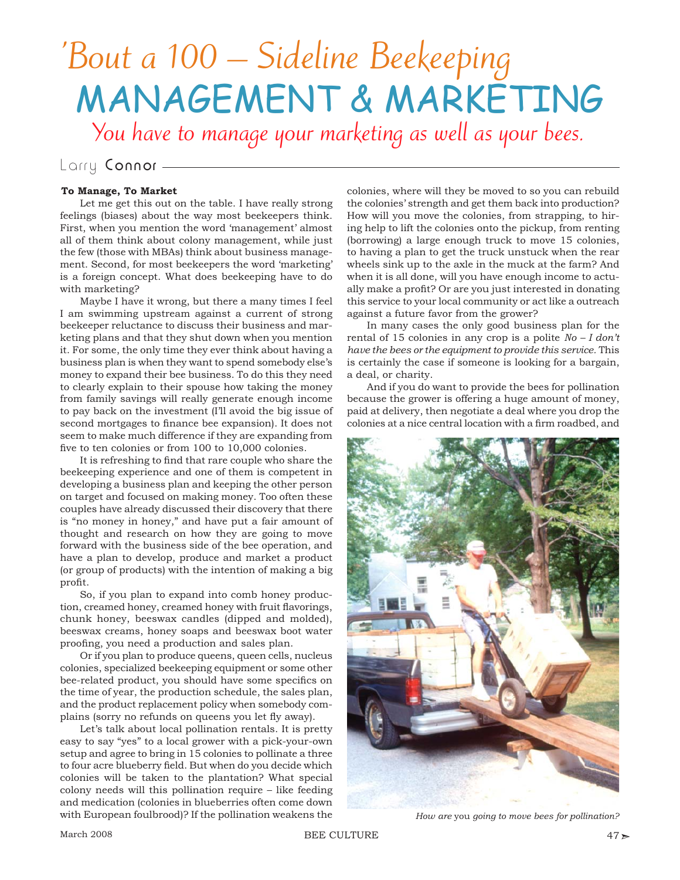# 'Bout a 100 – Sideline Beekeeping

# MANAGEMENT & MARKETING

*You have to manage your marketing as well as your bees.*

Larry **Connor**

**To Manage, To Market**

Let me get this out on the table. I have really strong feelings (biases) about the way most beekeepers think. First, when you mention the word 'management' almost all of them think about colony management, while just the few (those with MBAs) think about business management. Second, for most beekeepers the word 'marketing' is a foreign concept. What does beekeeping have to do with marketing?

Maybe I have it wrong, but there a many times I feel I am swimming upstream against a current of strong beekeeper reluctance to discuss their business and marketing plans and that they shut down when you mention it. For some, the only time they ever think about having a business plan is when they want to spend somebody else's money to expand their bee business. To do this they need to clearly explain to their spouse how taking the money from family savings will really generate enough income to pay back on the investment (I'll avoid the big issue of second mortgages to finance bee expansion). It does not seem to make much difference if they are expanding from five to ten colonies or from 100 to 10,000 colonies.

It is refreshing to find that rare couple who share the beekeeping experience and one of them is competent in developing a business plan and keeping the other person on target and focused on making money. Too often these couples have already discussed their discovery that there is "no money in honey," and have put a fair amount of thought and research on how they are going to move forward with the business side of the bee operation, and have a plan to develop, produce and market a product (or group of products) with the intention of making a big profit.

So, if you plan to expand into comb honey production, creamed honey, creamed honey with fruit flavorings, chunk honey, beeswax candles (dipped and molded), beeswax creams, honey soaps and beeswax boot water proofing, you need a production and sales plan.

Or if you plan to produce queens, queen cells, nucleus colonies, specialized beekeeping equipment or some other bee-related product, you should have some specifics on the time of year, the production schedule, the sales plan, and the product replacement policy when somebody complains (sorry no refunds on queens you let fly away).

Let's talk about local pollination rentals. It is pretty easy to say "yes" to a local grower with a pick-your-own setup and agree to bring in 15 colonies to pollinate a three to four acre blueberry field. But when do you decide which colonies will be taken to the plantation? What special colony needs will this pollination require – like feeding and medication (colonies in blueberries often come down with European foulbrood)? If the pollination weakens the colonies, where will they be moved to so you can rebuild the colonies' strength and get them back into production? How will you move the colonies, from strapping, to hiring help to lift the colonies onto the pickup, from renting (borrowing) a large enough truck to move 15 colonies, to having a plan to get the truck unstuck when the rear wheels sink up to the axle in the muck at the farm? And when it is all done, will you have enough income to actually make a profit? Or are you just interested in donating this service to your local community or act like a outreach against a future favor from the grower?

In many cases the only good business plan for the rental of 15 colonies in any crop is a polite *No – I don't have the bees or the equipment to provide this service.* This is certainly the case if someone is looking for a bargain, a deal, or charity.

And if you do want to provide the bees for pollination because the grower is offering a huge amount of money, paid at delivery, then negotiate a deal where you drop the colonies at a nice central location with a firm roadbed, and

*How are you going to move bees for pollination?*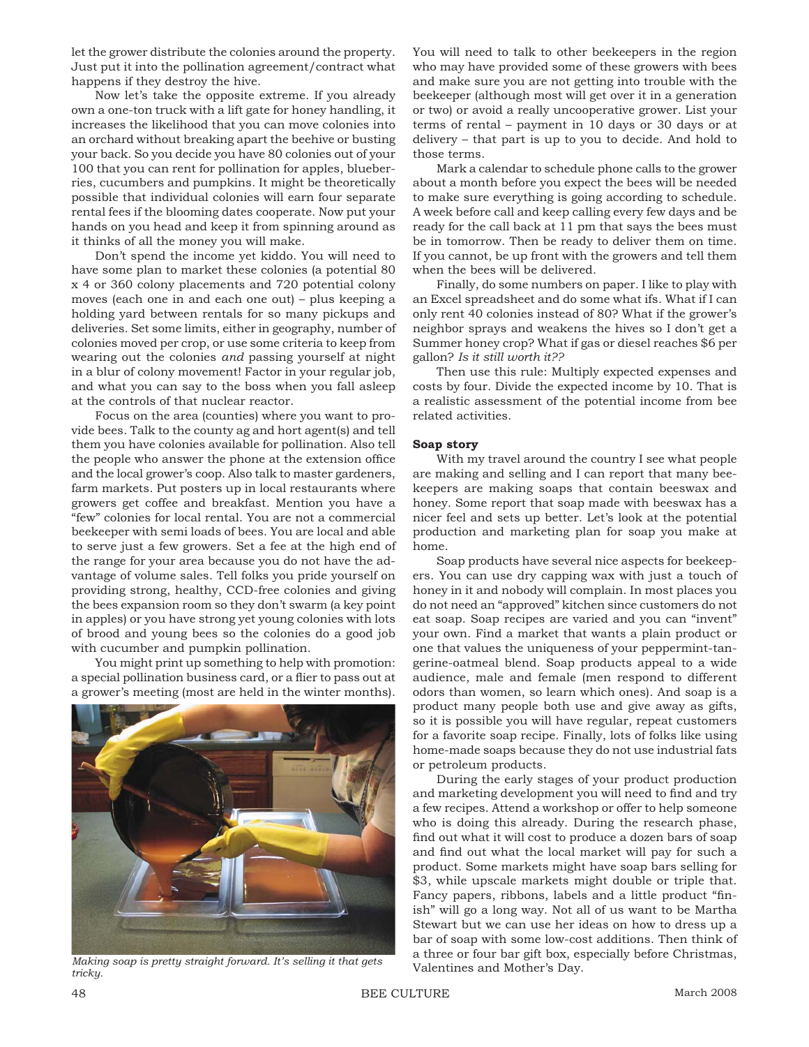let the grower distribute the colonies around the property. Just put it into the pollination agreement/contract what happens if they destroy the hive.

Now let's take the opposite extreme. If you already own a one-ton truck with a lift gate for honey handling, it increases the likelihood that you can move colonies into an orchard without breaking apart the beehive or busting your back. So you decide you have 80 colonies out of your 100 that you can rent for pollination for apples, blueberries, cucumbers and pumpkins. It might be theoretically possible that individual colonies will earn four separate rental fees if the blooming dates cooperate. Now put your hands on you head and keep it from spinning around as it thinks of all the money you will make.

Don't spend the income yet kiddo. You will need to have some plan to market these colonies (a potential 80 x 4 or 360 colony placements and 720 potential colony moves (each one in and each one out) – plus keeping a holding yard between rentals for so many pickups and deliveries. Set some limits, either in geography, number of colonies moved per crop, or use some criteria to keep from wearing out the colonies *and* passing yourself at night in a blur of colony movement! Factor in your regular job, and what you can say to the boss when you fall asleep at the controls of that nuclear reactor.

Focus on the area (counties) where you want to provide bees. Talk to the county ag and hort agent(s) and tell them you have colonies available for pollination. Also tell the people who answer the phone at the extension office and the local grower's coop. Also talk to master gardeners, farm markets. Put posters up in local restaurants where growers get coffee and breakfast. Mention you have a "few" colonies for local rental. You are not a commercial beekeeper with semi loads of bees. You are local and able to serve just a few growers. Set a fee at the high end of the range for your area because you do not have the advantage of volume sales. Tell folks you pride yourself on providing strong, healthy, CCD-free colonies and giving the bees expansion room so they don't swarm (a key point in apples) or you have strong yet young colonies with lots of brood and young bees so the colonies do a good job with cucumber and pumpkin pollination.

You might print up something to help with promotion: a special pollination business card, or a flier to pass out at a grower's meeting (most are held in the winter months).

*Making soap is pretty straight forward. It's selling it that gets tricky.*

You will need to talk to other beekeepers in the region who may have provided some of these growers with bees and make sure you are not getting into trouble with the beekeeper (although most will get over it in a generation or two) or avoid a really uncooperative grower. List your terms of rental – payment in 10 days or 30 days or at delivery – that part is up to you to decide. And hold to those terms.

Mark a calendar to schedule phone calls to the grower about a month before you expect the bees will be needed to make sure everything is going according to schedule. A week before call and keep calling every few days and be ready for the call back at 11 pm that says the bees must be in tomorrow. Then be ready to deliver them on time. If you cannot, be up front with the growers and tell them when the bees will be delivered.

Finally, do some numbers on paper. I like to play with an Excel spreadsheet and do some what ifs. What if I can only rent 40 colonies instead of 80? What if the grower's neighbor sprays and weakens the hives so I don't get a Summer honey crop? What if gas or diesel reaches $6 per gallon? *Is it still worth it??*

Then use this rule: Multiply expected expenses and costs by four. Divide the expected income by 10. That is a realistic assessment of the potential income from bee related activities.

**Soap story**

With my travel around the country I see what people are making and selling and I can report that many beekeepers are making soaps that contain beeswax and honey. Some report that soap made with beeswax has a nicer feel and sets up better. Let's look at the potential production and marketing plan for soap you make at home.

Soap products have several nice aspects for beekeepers. You can use dry capping wax with just a touch of honey in it and nobody will complain. In most places you do not need an "approved" kitchen since customers do not eat soap. Soap recipes are varied and you can "invent" your own. Find a market that wants a plain product or one that values the uniqueness of your peppermint-tangerine-oatmeal blend. Soap products appeal to a wide audience, male and female (men respond to different odors than women, so learn which ones). And soap is a product many people both use and give away as gifts, so it is possible you will have regular, repeat customers for a favorite soap recipe. Finally, lots of folks like using home-made soaps because they do not use industrial fats or petroleum products.

During the early stages of your product production and marketing development you will need to find and try a few recipes. Attend a workshop or offer to help someone who is doing this already. During the research phase, find out what it will cost to produce a dozen bars of soap and find out what the local market will pay for such a product. Some markets might have soap bars selling for $3, while upscale markets might double or triple that. Fancy papers, ribbons, labels and a little product "finish" will go a long way. Not all of us want to be Martha Stewart but we can use her ideas on how to dress up a bar of soap with some low-cost additions. Then think of a three or four bar gift box, especially before Christmas, Valentines and Mother's Day.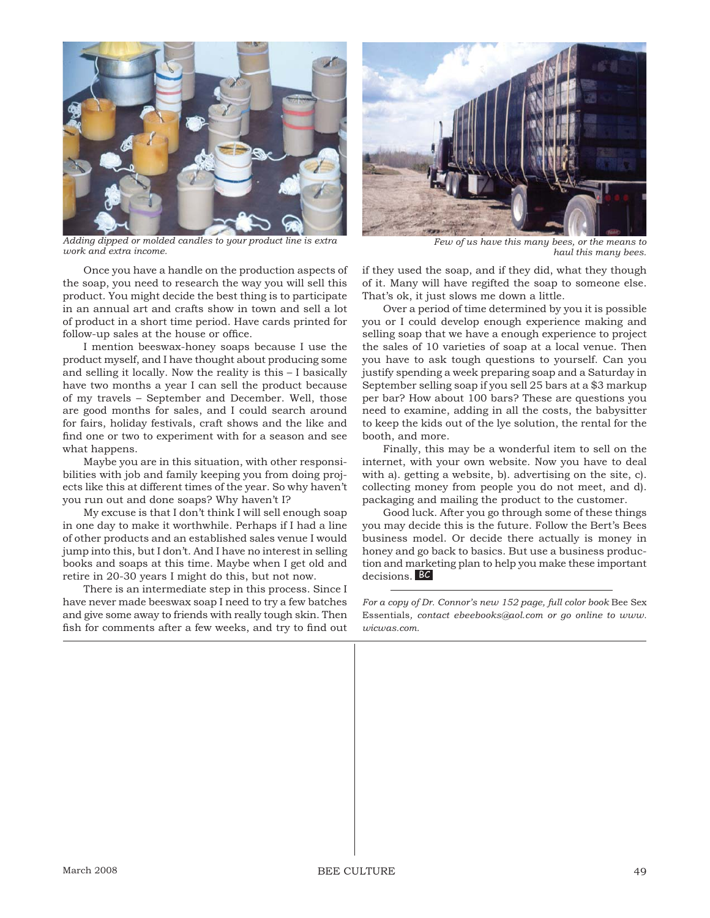*Adding dipped or molded candles to your product line is extra work and extra income.*

*Few of us have this many bees, or the means to haul this many bees.*

Once you have a handle on the production aspects of the soap, you need to research the way you will sell this product. You might decide the best thing is to participate in an annual art and crafts show in town and sell a lot of product in a short time period. Have cards printed for follow-up sales at the house or office.

I mention beeswax-honey soaps because I use the product myself, and I have thought about producing some and selling it locally. Now the reality is this – I basically have two months a year I can sell the product because of my travels – September and December. Well, those are good months for sales, and I could search around for fairs, holiday festivals, craft shows and the like and find one or two to experiment with for a season and see what happens.

Maybe you are in this situation, with other responsibilities with job and family keeping you from doing projects like this at different times of the year. So why haven't you run out and done soaps? Why haven't I?

My excuse is that I don't think I will sell enough soap in one day to make it worthwhile. Perhaps if I had a line of other products and an established sales venue I would jump into this, but I don't. And I have no interest in selling books and soaps at this time. Maybe when I get old and retire in 20-30 years I might do this, but not now.

There is an intermediate step in this process. Since I have never made beeswax soap I need to try a few batches and give some away to friends with really tough skin. Then fish for comments after a few weeks, and try to find out if they used the soap, and if they did, what they though of it. Many will have regifted the soap to someone else. That's ok, it just slows me down a little.

Over a period of time determined by you it is possible you or I could develop enough experience making and selling soap that we have a enough experience to project the sales of 10 varieties of soap at a local venue. Then you have to ask tough questions to yourself. Can you justify spending a week preparing soap and a Saturday in September selling soap if you sell 25 bars at a $3 markup per bar? How about 100 bars? These are questions you need to examine, adding in all the costs, the babysitter to keep the kids out of the lye solution, the rental for the booth, and more.

Finally, this may be a wonderful item to sell on the internet, with your own website. Now you have to deal with a). getting a website, b). advertising on the site, c). collecting money from people you do not meet, and d). packaging and mailing the product to the customer.

Good luck. After you go through some of these things you may decide this is the future. Follow the Bert's Bees business model. Or decide there actually is money in honey and go back to basics. But use a business production and marketing plan to help you make these important decisions. **BC**

---

*For a copy of Dr. Connor's new 152 page, full color book* Bee Sex Essentials*, contact ebeebooks@aol.com or go online to www.wicwas.com.*